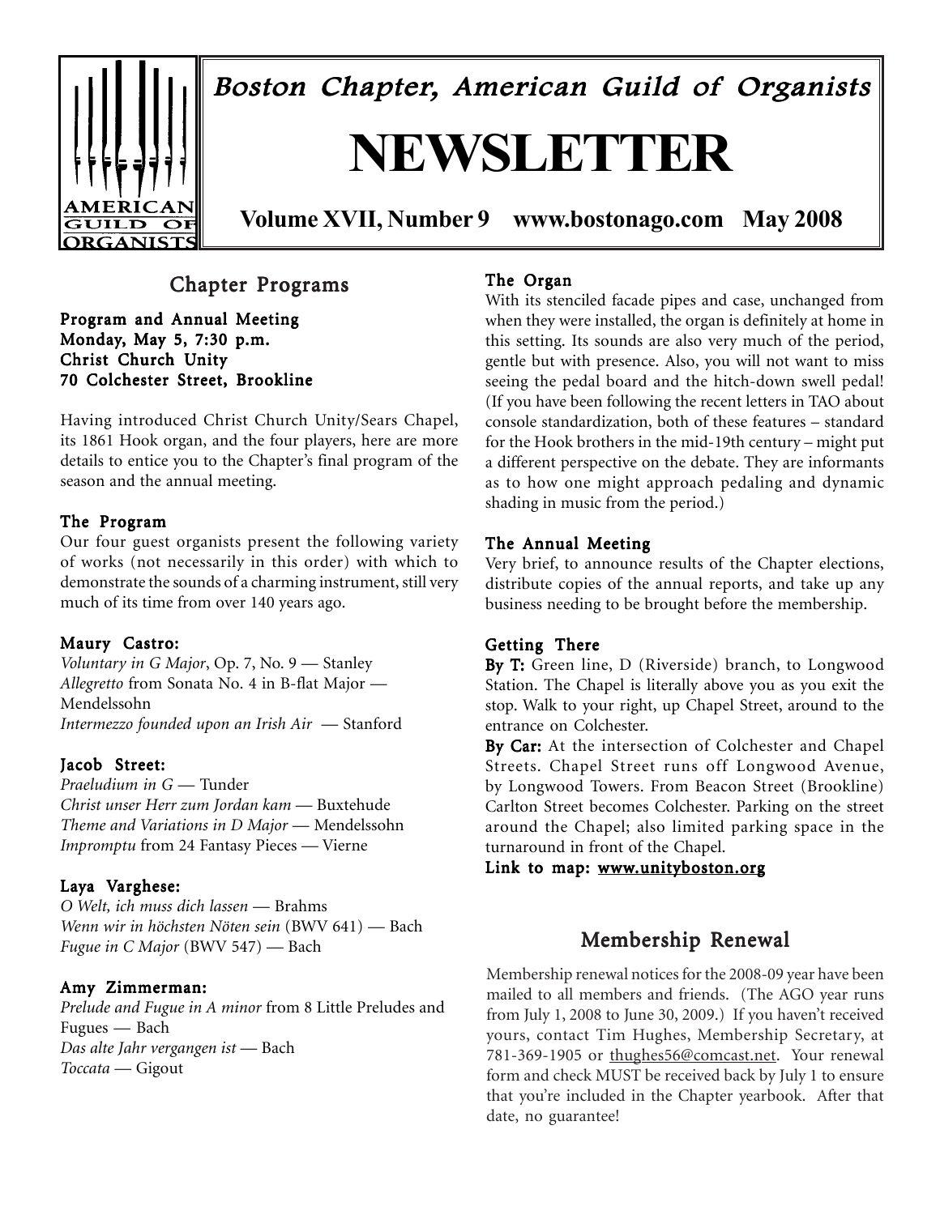# Boston Chapter, American Guild of Organists

# NEWSLETTER

**Volume XVII, Number 9 www.bostonago.com May 2008**

## Chapter Programs

**Program and Annual Meeting**
**Monday, May 5, 7:30 p.m.**
**Christ Church Unity**
**70 Colchester Street, Brookline**

Having introduced Christ Church Unity/Sears Chapel, its 1861 Hook organ, and the four players, here are more details to entice you to the Chapter's final program of the season and the annual meeting.

### The Program

Our four guest organists present the following variety of works (not necessarily in this order) with which to demonstrate the sounds of a charming instrument, still very much of its time from over 140 years ago.

**Maury Castro:**
*Voluntary in G Major*, Op. 7, No. 9 — Stanley
*Allegretto* from Sonata No. 4 in B-flat Major — Mendelssohn
*Intermezzo founded upon an Irish Air* — Stanford

**Jacob Street:**
*Praeludium in G* — Tunder
*Christ unser Herr zum Jordan kam* — Buxtehude
*Theme and Variations in D Major* — Mendelssohn
*Impromptu* from 24 Fantasy Pieces — Vierne

**Laya Varghese:**
*O Welt, ich muss dich lassen* — Brahms
*Wenn wir in höchsten Nöten sein* (BWV 641) — Bach
*Fugue in C Major* (BWV 547) — Bach

**Amy Zimmerman:**
*Prelude and Fugue in A minor* from 8 Little Preludes and Fugues — Bach
*Das alte Jahr vergangen ist* — Bach
*Toccata* — Gigout

### The Organ

With its stenciled facade pipes and case, unchanged from when they were installed, the organ is definitely at home in this setting. Its sounds are also very much of the period, gentle but with presence. Also, you will not want to miss seeing the pedal board and the hitch-down swell pedal! (If you have been following the recent letters in TAO about console standardization, both of these features – standard for the Hook brothers in the mid-19th century – might put a different perspective on the debate. They are informants as to how one might approach pedaling and dynamic shading in music from the period.)

### The Annual Meeting

Very brief, to announce results of the Chapter elections, distribute copies of the annual reports, and take up any business needing to be brought before the membership.

### Getting There

**By T:** Green line, D (Riverside) branch, to Longwood Station. The Chapel is literally above you as you exit the stop. Walk to your right, up Chapel Street, around to the entrance on Colchester.

**By Car:** At the intersection of Colchester and Chapel Streets. Chapel Street runs off Longwood Avenue, by Longwood Towers. From Beacon Street (Brookline) Carlton Street becomes Colchester. Parking on the street around the Chapel; also limited parking space in the turnaround in front of the Chapel.

**Link to map: www.unityboston.org**

## Membership Renewal

Membership renewal notices for the 2008-09 year have been mailed to all members and friends. (The AGO year runs from July 1, 2008 to June 30, 2009.) If you haven't received yours, contact Tim Hughes, Membership Secretary, at 781-369-1905 or thughes56@comcast.net. Your renewal form and check MUST be received back by July 1 to ensure that you're included in the Chapter yearbook. After that date, no guarantee!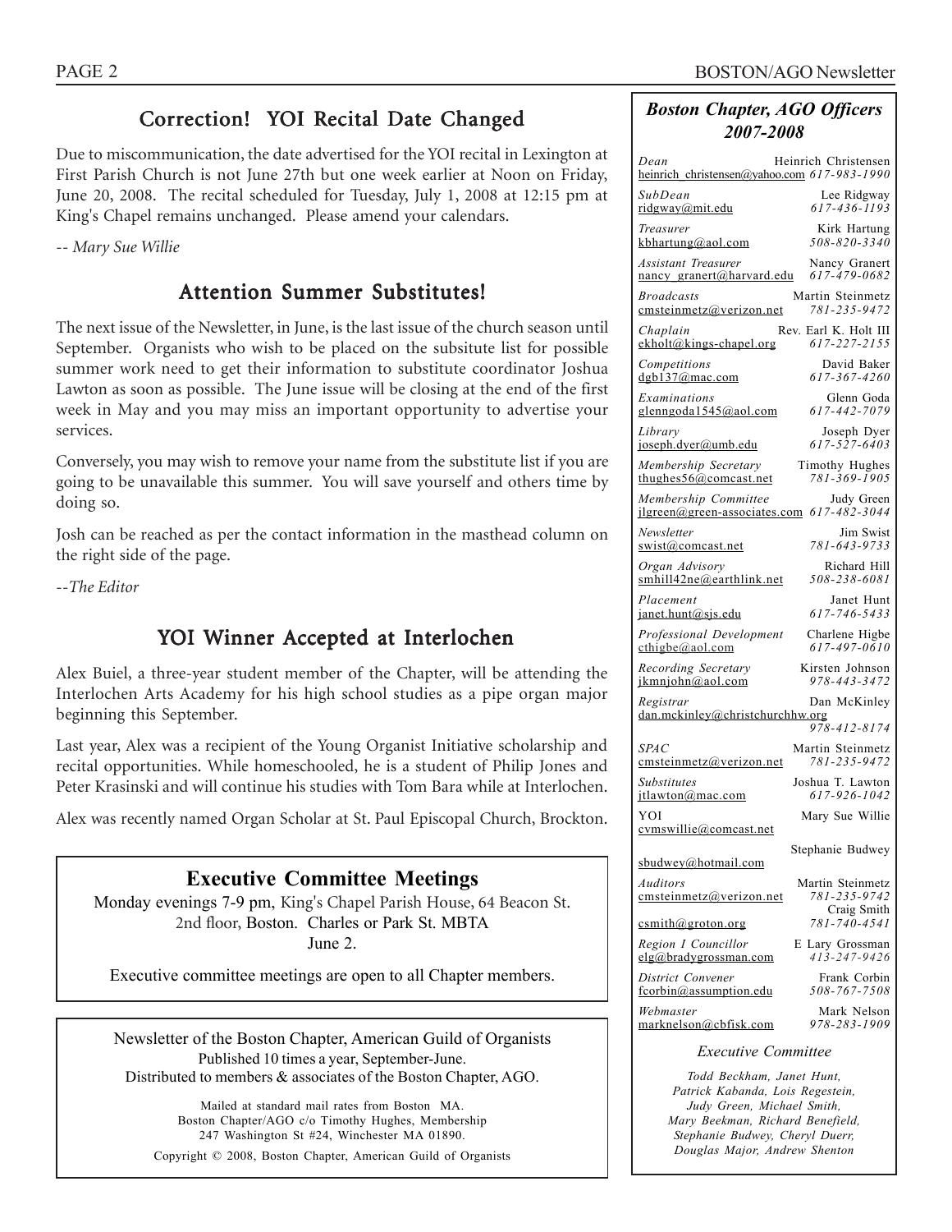## Correction! YOI Recital Date Changed

Due to miscommunication, the date advertised for the YOI recital in Lexington at First Parish Church is not June 27th but one week earlier at Noon on Friday, June 20, 2008. The recital scheduled for Tuesday, July 1, 2008 at 12:15 pm at King's Chapel remains unchanged. Please amend your calendars.

*-- Mary Sue Willie*

## Attention Summer Substitutes!

The next issue of the Newsletter, in June, is the last issue of the church season until September. Organists who wish to be placed on the subsitute list for possible summer work need to get their information to substitute coordinator Joshua Lawton as soon as possible. The June issue will be closing at the end of the first week in May and you may miss an important opportunity to advertise your services.

Conversely, you may wish to remove your name from the substitute list if you are going to be unavailable this summer. You will save yourself and others time by doing so.

Josh can be reached as per the contact information in the masthead column on the right side of the page.

*--The Editor*

## YOI Winner Accepted at Interlochen

Alex Buiel, a three-year student member of the Chapter, will be attending the Interlochen Arts Academy for his high school studies as a pipe organ major beginning this September.

Last year, Alex was a recipient of the Young Organist Initiative scholarship and recital opportunities. While homeschooled, he is a student of Philip Jones and Peter Krasinski and will continue his studies with Tom Bara while at Interlochen.

Alex was recently named Organ Scholar at St. Paul Episcopal Church, Brockton.

## Executive Committee Meetings

Monday evenings 7-9 pm, King's Chapel Parish House, 64 Beacon St. 2nd floor, Boston. Charles or Park St. MBTA

June 2.

Executive committee meetings are open to all Chapter members.

---

Newsletter of the Boston Chapter, American Guild of Organists
Published 10 times a year, September-June.
Distributed to members & associates of the Boston Chapter, AGO.

Mailed at standard mail rates from Boston MA.
Boston Chapter/AGO c/o Timothy Hughes, Membership
247 Washington St #24, Winchester MA 01890.

Copyright © 2008, Boston Chapter, American Guild of Organists

---

### *Boston Chapter, AGO Officers 2007-2008*

| Position | Name | Email | Phone |
|---|---|---|---|
| *Dean* | Heinrich Christensen | heinrich_christensen@yahoo.com | *617-983-1990* |
| *SubDean* | Lee Ridgway | ridgway@mit.edu | *617-436-1193* |
| *Treasurer* | Kirk Hartung | kbhartung@aol.com | *508-820-3340* |
| *Assistant Treasurer* | Nancy Granert | nancy_granert@harvard.edu | *617-479-0682* |
| *Broadcasts* | Martin Steinmetz | cmsteinmetz@verizon.net | *781-235-9472* |
| *Chaplain* | Rev. Earl K. Holt III | ekholt@kings-chapel.org | *617-227-2155* |
| *Competitions* | David Baker | dgb137@mac.com | *617-367-4260* |
| *Examinations* | Glenn Goda | glenngoda1545@aol.com | *617-442-7079* |
| *Library* | Joseph Dyer | joseph.dyer@umb.edu | *617-527-6403* |
| *Membership Secretary* | Timothy Hughes | thughes56@comcast.net | *781-369-1905* |
| *Membership Committee* | Judy Green | jlgreen@green-associates.com | *617-482-3044* |
| *Newsletter* | Jim Swist | swist@comcast.net | *781-643-9733* |
| *Organ Advisory* | Richard Hill | smhill42ne@earthlink.net | *508-238-6081* |
| *Placement* | Janet Hunt | janet.hunt@sjs.edu | *617-746-5433* |
| *Professional Development* | Charlene Higbe | cthigbe@aol.com | *617-497-0610* |
| *Recording Secretary* | Kirsten Johnson | jkmnjohn@aol.com | *978-443-3472* |
| *Registrar* | Dan McKinley | dan.mckinley@christchurchhw.org | *978-412-8174* |
| *SPAC* | Martin Steinmetz | cmsteinmetz@verizon.net | *781-235-9472* |
| *Substitutes* | Joshua T. Lawton | jtlawton@mac.com | *617-926-1042* |
| YOI | Mary Sue Willie | cvmswillie@comcast.net | |
| | Stephanie Budwey | sbudwey@hotmail.com | |
| *Auditors* | Martin Steinmetz | cmsteinmetz@verizon.net | *781-235-9742* |
| | Craig Smith | csmith@groton.org | *781-740-4541* |
| *Region I Councillor* | E Lary Grossman | elg@bradygrossman.com | *413-247-9426* |
| *District Convener* | Frank Corbin | fcorbin@assumption.edu | *508-767-7508* |
| *Webmaster* | Mark Nelson | marknelson@cbfisk.com | *978-283-1909* |

*Executive Committee*

*Todd Beckham, Janet Hunt, Patrick Kabanda, Lois Regestein, Judy Green, Michael Smith, Mary Beekman, Richard Benefield, Stephanie Budwey, Cheryl Duerr, Douglas Major, Andrew Shenton*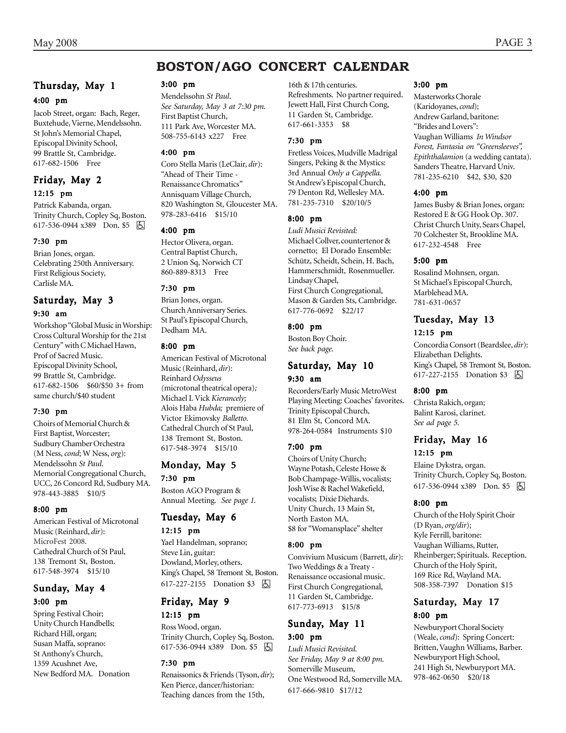# BOSTON/AGO CONCERT CALENDAR

## Thursday, May 1

### 4:00 pm

Jacob Street, organ: Bach, Reger, Buxtehude, Vierne, Mendelssohn. St John's Memorial Chapel, Episcopal Divinity School, 99 Brattle St, Cambridge. 617-682-1506 Free

## Friday, May 2

### 12:15 pm

Patrick Kabanda, organ. Trinity Church, Copley Sq, Boston. 617-536-0944 x389 Don. $5 ♿

### 7:30 pm

Brian Jones, organ. Celebrating 250th Anniversary. First Religious Society, Carlisle MA.

## Saturday, May 3

### 9:30 am

Workshop "Global Music in Worship: Cross Cultural Worship for the 21st Century" with C Michael Hawn, Prof of Sacred Music. Episcopal Divinity School, 99 Brattle St, Cambridge. 617-682-1506 $60/$50 3+ from same church/$40 student

### 7:30 pm

Choirs of Memorial Church & First Baptist, Worcester; Sudbury Chamber Orchestra (M Ness, *cond*; W Ness, *org*): Mendelssohn *St Paul*. Memorial Congregational Church, UCC, 26 Concord Rd, Sudbury MA. 978-443-3885 $10/5

### 8:00 pm

American Festival of Microtonal Music (Reinhard, *dir*): MicroFest 2008. Cathedral Church of St Paul, 138 Tremont St, Boston. 617-548-3974 $15/10

## Sunday, May 4

### 3:00 pm

Spring Festival Choir; Unity Church Handbells; Richard Hill, organ; Susan Maffa, soprano: St Anthony's Church, 1359 Acushnet Ave, New Bedford MA. Donation

### 3:00 pm

Mendelssohn *St Paul*. *See Saturday, May 3 at 7:30 pm.* First Baptist Church, 111 Park Ave, Worcester MA. 508-755-6143 x227 Free

### 4:00 pm

Coro Stella Maris (LeClair, *dir*): "Ahead of Their Time - Renaissance Chromatics" Annisquam Village Church, 820 Washington St, Gloucester MA. 978-283-6416 $15/10

### 4:00 pm

Hector Olivera, organ. Central Baptist Church, 2 Union Sq, Norwich CT 860-889-8313 Free

### 7:30 pm

Brian Jones, organ. Church Anniversary Series. St Paul's Episcopal Church, Dedham MA.

### 8:00 pm

American Festival of Microtonal Music (Reinhard, *dir*): Reinhard *Odysseus* (microtonal theatrical opera); Michael L Vick *Kierancely;* Alois Hàba *Hubda;* premiere of Victor Ekimovsky *Balletto.* Cathedral Church of St Paul, 138 Tremont St, Boston. 617-548-3974 $15/10

## Monday, May 5

### 7:30 pm

Boston AGO Program & Annual Meeting. *See page 1.*

## Tuesday, May 6

### 12:15 pm

Yael Handelman, soprano; Steve Lin, guitar: Dowland, Morley, others. King's Chapel, 58 Tremont St, Boston. 617-227-2155 Donation $3 ♿

## Friday, May 9

### 12:15 pm

Ross Wood, organ. Trinity Church, Copley Sq, Boston. 617-536-0944 x389 Don. $5 ♿

### 7:30 pm

Renaissonics & Friends (Tyson, *dir*); Ken Pierce, dancer/historian: Teaching dances from the 15th, 16th & 17th centuries. Refreshments. No partner required. Jewett Hall, First Church Cong, 11 Garden St, Cambridge. 617-661-3353 $8

### 7:30 pm

Fretless Voices, Mudville Madrigal Singers, Peking & the Mystics: 3rd Annual *Only a Cappella.* St Andrew's Episcopal Church, 79 Denton Rd, Wellesley MA. 781-235-7310 $20/10/5

### 8:00 pm

*Ludi Musici Revisited:* Michael Collver, countertenor & cornetto; El Dorado Ensemble: Schütz, Scheidt, Schein, H. Bach, Hammerschmidt, Rosenmueller. Lindsay Chapel, First Church Congregational, Mason & Garden Sts, Cambridge. 617-776-0692 $22/17

### 8:00 pm

Boston Boy Choir. *See back page.*

## Saturday, May 10

### 9:30 am

Recorders/Early Music MetroWest Playing Meeting: Coaches' favorites. Trinity Episcopal Church, 81 Elm St, Concord MA. 978-264-0584 Instruments $10

### 7:00 pm

Choirs of Unity Church; Wayne Potash, Celeste Howe & Bob Champage-Willis, vocalists; Josh Wise & Rachel Wakefield, vocalists; Dixie Diehards. Unity Church, 13 Main St, North Easton MA. $8 for "Womansplace" shelter

### 8:00 pm

Convivium Musicum (Barrett, *dir*): Two Weddings & a Treaty - Renaissance occasional music. First Church Congregational, 11 Garden St, Cambridge. 617-773-6913 $15/8

## Sunday, May 11

### 3:00 pm

*Ludi Musici Revisited. See Friday, May 9 at 8:00 pm.* Somerville Museum, One Westwood Rd, Somerville MA. 617-666-9810 $17/12

### 3:00 pm

Masterworks Chorale (Karidoyanes, *cond*); Andrew Garland, baritone: "Brides and Lovers": Vaughan Williams *In Windsor Forest, Fantasia on "Greensleeves", Epiththalamion* (a wedding cantata). Sanders Theatre, Harvard Univ. 781-235-6210 $42, $30, $20

### 4:00 pm

James Busby & Brian Jones, organ: Restored E & GG Hook Op. 307. Christ Church Unity, Sears Chapel, 70 Colchester St, Brookline MA. 617-232-4548 Free

### 5:00 pm

Rosalind Mohnsen, organ. St Michael's Episcopal Church, Marblehead MA. 781-631-0657

## Tuesday, May 13

### 12:15 pm

Concordia Consort (Beardslee, *dir*): Elizabethan Delights. King's Chapel, 58 Tremont St, Boston. 617-227-2155 Donation $3 ♿

### 8:00 pm

Christa Rakich, organ; Balint Karosi, clarinet. *See ad page 5.*

## Friday, May 16

### 12:15 pm

Elaine Dykstra, organ. Trinity Church, Copley Sq, Boston. 617-536-0944 x389 Don. $5 ♿

### 8:00 pm

Church of the Holy Spirit Choir (D Ryan, *org/dir*); Kyle Ferrill, baritone: Vaughan Williams, Rutter, Rheinberger; Spirituals. Reception. Church of the Holy Spirit, 169 Rice Rd, Wayland MA. 508-358-7397 Donation $15

## Saturday, May 17

### 8:00 pm

Newburyport Choral Society (Weale, *cond*): Spring Concert: Britten, Vaughn Williams, Barber. Newburyport High School, 241 High St, Newburyport MA. 978-462-0650 $20/18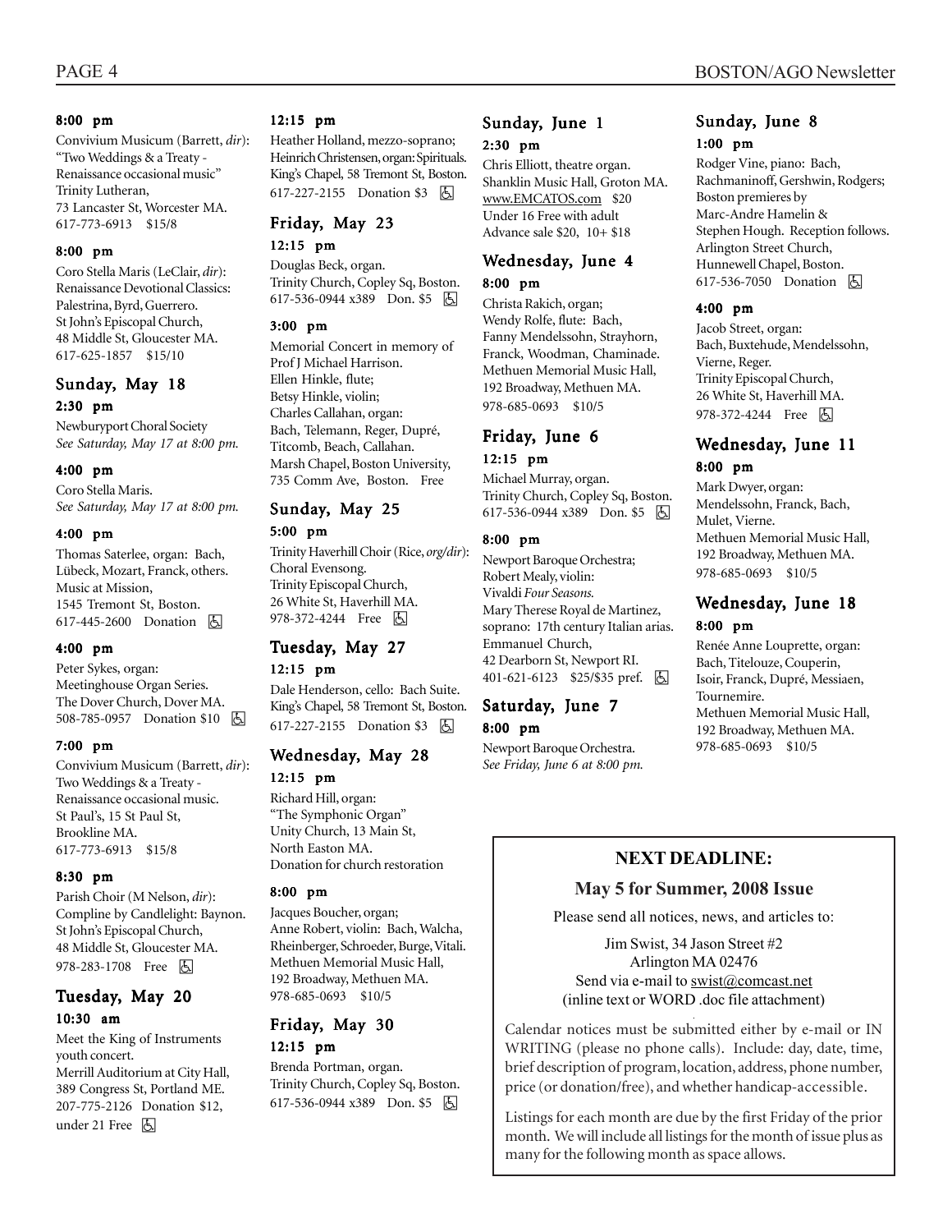**8:00 pm**

Convivium Musicum (Barrett, *dir*): "Two Weddings & a Treaty - Renaissance occasional music" Trinity Lutheran, 73 Lancaster St, Worcester MA. 617-773-6913 $15/8

**8:00 pm**

Coro Stella Maris (LeClair, *dir*): Renaissance Devotional Classics: Palestrina, Byrd, Guerrero. St John's Episcopal Church, 48 Middle St, Gloucester MA. 617-625-1857 $15/10

## Sunday, May 18

**2:30 pm**

Newburyport Choral Society
*See Saturday, May 17 at 8:00 pm.*

**4:00 pm**

Coro Stella Maris.
*See Saturday, May 17 at 8:00 pm.*

**4:00 pm**

Thomas Saterlee, organ: Bach, Lübeck, Mozart, Franck, others. Music at Mission, 1545 Tremont St, Boston. 617-445-2600 Donation ♿

**4:00 pm**

Peter Sykes, organ: Meetinghouse Organ Series. The Dover Church, Dover MA. 508-785-0957 Donation $10 ♿

**7:00 pm**

Convivium Musicum (Barrett, *dir*): Two Weddings & a Treaty - Renaissance occasional music. St Paul's, 15 St Paul St, Brookline MA. 617-773-6913 $15/8

**8:30 pm**

Parish Choir (M Nelson, *dir*): Compline by Candlelight: Baynon. St John's Episcopal Church, 48 Middle St, Gloucester MA. 978-283-1708 Free ♿

## Tuesday, May 20

**10:30 am**

Meet the King of Instruments youth concert. Merrill Auditorium at City Hall, 389 Congress St, Portland ME. 207-775-2126 Donation $12, under 21 Free ♿

**12:15 pm**

Heather Holland, mezzo-soprano; Heinrich Christensen, organ: Spirituals. King's Chapel, 58 Tremont St, Boston. 617-227-2155 Donation $3 ♿

## Friday, May 23

**12:15 pm**

Douglas Beck, organ. Trinity Church, Copley Sq, Boston. 617-536-0944 x389 Don. $5 ♿

**3:00 pm**

Memorial Concert in memory of Prof J Michael Harrison. Ellen Hinkle, flute; Betsy Hinkle, violin; Charles Callahan, organ: Bach, Telemann, Reger, Dupré, Titcomb, Beach, Callahan. Marsh Chapel, Boston University, 735 Comm Ave, Boston. Free

## Sunday, May 25

**5:00 pm**

Trinity Haverhill Choir (Rice, *org/dir*): Choral Evensong. Trinity Episcopal Church, 26 White St, Haverhill MA. 978-372-4244 Free ♿

## Tuesday, May 27

**12:15 pm**

Dale Henderson, cello: Bach Suite. King's Chapel, 58 Tremont St, Boston. 617-227-2155 Donation $3 ♿

## Wednesday, May 28

**12:15 pm**

Richard Hill, organ: "The Symphonic Organ" Unity Church, 13 Main St, North Easton MA. Donation for church restoration

**8:00 pm**

Jacques Boucher, organ; Anne Robert, violin: Bach, Walcha, Rheinberger, Schroeder, Burge, Vitali. Methuen Memorial Music Hall, 192 Broadway, Methuen MA. 978-685-0693 $10/5

## Friday, May 30

**12:15 pm**

Brenda Portman, organ. Trinity Church, Copley Sq, Boston. 617-536-0944 x389 Don. $5 ♿

## Sunday, June 1

**2:30 pm**

Chris Elliott, theatre organ. Shanklin Music Hall, Groton MA. www.EMCATOS.com $20 Under 16 Free with adult Advance sale $20, 10+ $18

## Wednesday, June 4

**8:00 pm**

Christa Rakich, organ; Wendy Rolfe, flute: Bach, Fanny Mendelssohn, Strayhorn, Franck, Woodman, Chaminade. Methuen Memorial Music Hall, 192 Broadway, Methuen MA. 978-685-0693 $10/5

## Friday, June 6

**12:15 pm**

Michael Murray, organ. Trinity Church, Copley Sq, Boston. 617-536-0944 x389 Don. $5 ♿

**8:00 pm**

Newport Baroque Orchestra; Robert Mealy, violin: Vivaldi *Four Seasons.* Mary Therese Royal de Martinez, soprano: 17th century Italian arias. Emmanuel Church, 42 Dearborn St, Newport RI. 401-621-6123 $25/$35 pref. ♿

## Saturday, June 7

**8:00 pm**

Newport Baroque Orchestra.
*See Friday, June 6 at 8:00 pm.*

## Sunday, June 8

**1:00 pm**

Rodger Vine, piano: Bach, Rachmaninoff, Gershwin, Rodgers; Boston premieres by Marc-Andre Hamelin & Stephen Hough. Reception follows. Arlington Street Church, Hunnewell Chapel, Boston. 617-536-7050 Donation ♿

**4:00 pm**

Jacob Street, organ: Bach, Buxtehude, Mendelssohn, Vierne, Reger. Trinity Episcopal Church, 26 White St, Haverhill MA. 978-372-4244 Free ♿

## Wednesday, June 11

**8:00 pm**

Mark Dwyer, organ: Mendelssohn, Franck, Bach, Mulet, Vierne. Methuen Memorial Music Hall, 192 Broadway, Methuen MA. 978-685-0693 $10/5

## Wednesday, June 18

**8:00 pm**

Renée Anne Louprette, organ: Bach, Titelouze, Couperin, Isoir, Franck, Dupré, Messiaen, Tournemire. Methuen Memorial Music Hall, 192 Broadway, Methuen MA. 978-685-0693 $10/5

---

## NEXT DEADLINE:

### May 5 for Summer, 2008 Issue

Please send all notices, news, and articles to:

Jim Swist, 34 Jason Street #2
Arlington MA 02476
Send via e-mail to swist@comcast.net
(inline text or WORD .doc file attachment)

Calendar notices must be submitted either by e-mail or IN WRITING (please no phone calls). Include: day, date, time, brief description of program, location, address, phone number, price (or donation/free), and whether handicap-accessible.

Listings for each month are due by the first Friday of the prior month. We will include all listings for the month of issue plus as many for the following month as space allows.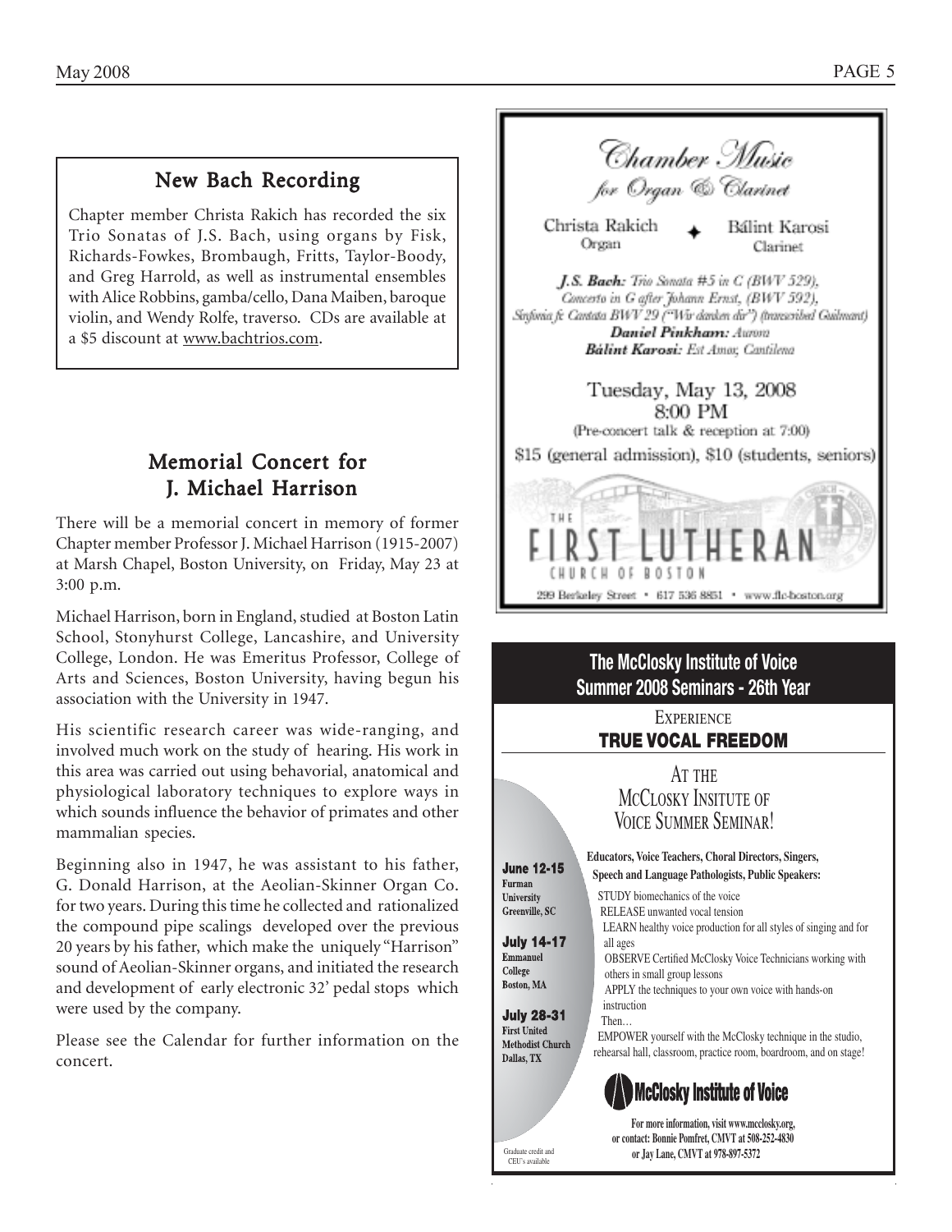## New Bach Recording

Chapter member Christa Rakich has recorded the six Trio Sonatas of J.S. Bach, using organs by Fisk, Richards-Fowkes, Brombaugh, Fritts, Taylor-Boody, and Greg Harrold, as well as instrumental ensembles with Alice Robbins, gamba/cello, Dana Maiben, baroque violin, and Wendy Rolfe, traverso. CDs are available at a $5 discount at www.bachtrios.com.

## Memorial Concert for J. Michael Harrison

There will be a memorial concert in memory of former Chapter member Professor J. Michael Harrison (1915-2007) at Marsh Chapel, Boston University, on Friday, May 23 at 3:00 p.m.

Michael Harrison, born in England, studied at Boston Latin School, Stonyhurst College, Lancashire, and University College, London. He was Emeritus Professor, College of Arts and Sciences, Boston University, having begun his association with the University in 1947.

His scientific research career was wide-ranging, and involved much work on the study of hearing. His work in this area was carried out using behavorial, anatomical and physiological laboratory techniques to explore ways in which sounds influence the behavior of primates and other mammalian species.

Beginning also in 1947, he was assistant to his father, G. Donald Harrison, at the Aeolian-Skinner Organ Co. for two years. During this time he collected and rationalized the compound pipe scalings developed over the previous 20 years by his father, which make the uniquely "Harrison" sound of Aeolian-Skinner organs, and initiated the research and development of early electronic 32' pedal stops which were used by the company.

Please see the Calendar for further information on the concert.

---

## *Chamber Music for Organ & Clarinet*

Christa Rakich, Organ ✦ Bálint Karosi, Clarinet

**J.S. Bach:** *Trio Sonata #5 in C (BWV 529), Concerto in G after Johann Ernst, (BWV 592), Sinfonia fr. Cantata BWV 29 ("Wir danken dir") (transcribed Guilmant)*
**Daniel Pinkham:** *Aurora*
**Bálint Karosi:** *Est Amor, Cantilena*

Tuesday, May 13, 2008
8:00 PM
(Pre-concert talk & reception at 7:00)

$15 (general admission), $10 (students, seniors)

THE FIRST LUTHERAN CHURCH OF BOSTON

299 Berkeley Street • 617 536 8851 • www.flc-boston.org

---

## The McClosky Institute of Voice
## Summer 2008 Seminars - 26th Year

EXPERIENCE
**TRUE VOCAL FREEDOM**

AT THE
MCCLOSKY INSITUTE OF
VOICE SUMMER SEMINAR!

**June 12-15**
**Furman University**
**Greenville, SC**

**July 14-17**
**Emmanuel College**
**Boston, MA**

**July 28-31**
**First United Methodist Church**
**Dallas, TX**

**Educators, Voice Teachers, Choral Directors, Singers, Speech and Language Pathologists, Public Speakers:**

STUDY biomechanics of the voice
RELEASE unwanted vocal tension
LEARN healthy voice production for all styles of singing and for all ages
OBSERVE Certified McClosky Voice Technicians working with others in small group lessons
APPLY the techniques to your own voice with hands-on instruction
Then…
EMPOWER yourself with the McClosky technique in the studio, rehearsal hall, classroom, practice room, boardroom, and on stage!

**McClosky Institute of Voice**

**For more information, visit www.mcclosky.org, or contact: Bonnie Pomfret, CMVT at 508-252-4830 or Jay Lane, CMVT at 978-897-5372**

Graduate credit and CEU's available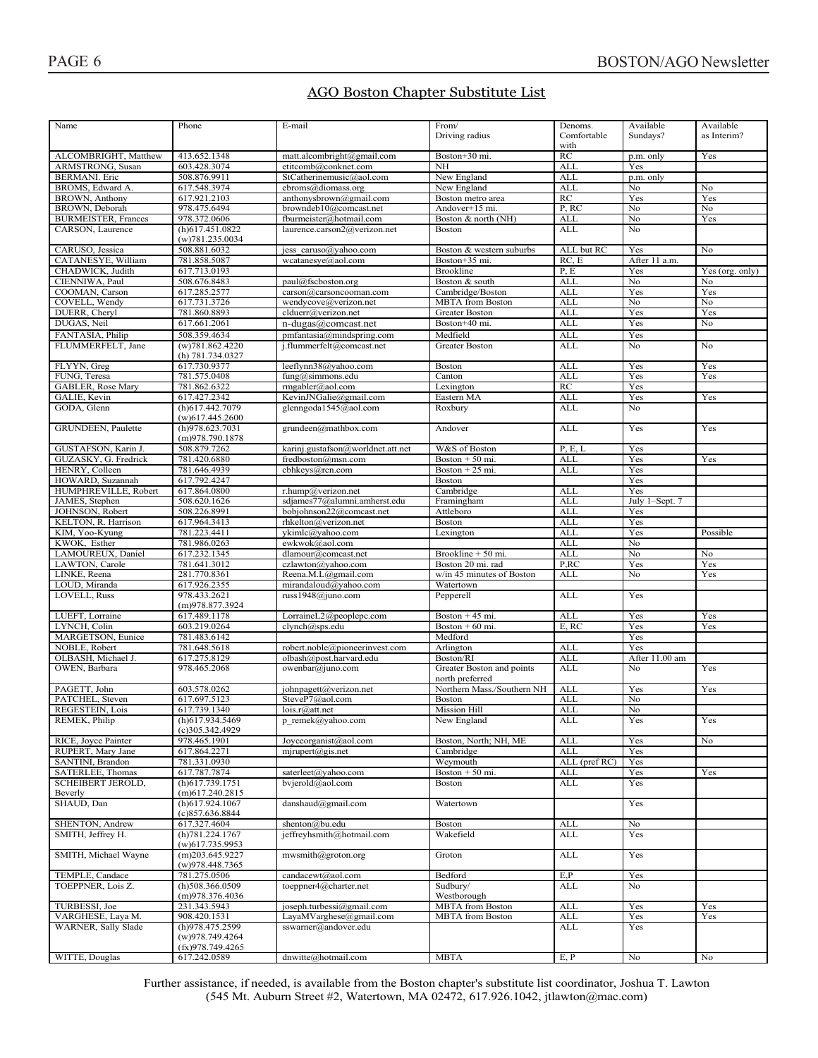## AGO Boston Chapter Substitute List

| Name | Phone | E-mail | From/ Driving radius | Denoms. Comfortable with | Available Sundays? | Available as Interim? |
|---|---|---|---|---|---|---|
| ALCOMBRIGHT, Matthew | 413.652.1348 | matt.alcombright@gmail.com | Boston+30 mi. | RC | p.m. only | Yes |
| ARMSTRONG, Susan | 603.428.3074 | etitcomb@conknet.com | NH | ALL | Yes | |
| BERMANI. Eric | 508.876.9911 | StCatherinemusic@aol.com | New England | ALL | p.m. only | |
| BROMS, Edward A. | 617.548.3974 | ebroms@diomass.org | New England | ALL | No | No |
| BROWN, Anthony | 617.921.2103 | anthonysbrown@gmail.com | Boston metro area | RC | Yes | Yes |
| BROWN, Deborah | 978.475.6494 | browndeb10@comcast.net | Andover+15 mi. | P, RC | No | No |
| BURMEISTER, Frances | 978.372.0606 | fburmeister@hotmail.com | Boston & north (NH) | ALL | No | Yes |
| CARSON, Laurence | (h)617.451.0822 (w)781.235.0034 | laurence.carson2@verizon.net | Boston | ALL | No | |
| CARUSO, Jessica | 508.881.6032 | jess_caruso@yahoo.com | Boston & western suburbs | ALL but RC | Yes | No |
| CATANESYE, William | 781.858.5087 | wcatanesye@aol.com | Boston+35 mi. | RC, E | After 11 a.m. | |
| CHADWICK, Judith | 617.713.0193 | | Brookline | P, E | Yes | Yes (org. only) |
| CIENNIWA, Paul | 508.676.8483 | paul@fscboston.org | Boston & south | ALL | No | No |
| COOMAN, Carson | 617.285.2577 | carson@carsoncooman.com | Cambridge/Boston | ALL | Yes | Yes |
| COVELL, Wendy | 617.731.3726 | wendycove@verizon.net | MBTA from Boston | ALL | No | No |
| DUERR, Cheryl | 781.860.8893 | clduerr@verizon.net | Greater Boston | ALL | Yes | Yes |
| DUGAS, Neil | 617.661.2061 | n-dugas@comcast.net | Boston+40 mi. | ALL | Yes | No |
| FANTASIA, Philip | 508.359.4634 | pmfantasia@mindspring.com | Medfield | ALL | Yes | |
| FLUMMERFELT, Jane | (w)781.862.4220 (h) 781.734.0327 | j.flummerfelt@comcast.net | Greater Boston | ALL | No | No |
| FLYYN, Greg | 617.730.9377 | leeflynn38@yahoo.com | Boston | ALL | Yes | Yes |
| FUNG, Teresa | 781.575.0408 | fung@simmons.edu | Canton | ALL | Yes | Yes |
| GABLER, Rose Mary | 781.862.6322 | rmgabler@aol.com | Lexington | RC | Yes | |
| GALIE, Kevin | 617.427.2342 | KevinJNGalie@gmail.com | Eastern MA | ALL | Yes | Yes |
| GODA, Glenn | (h)617.442.7079 (w)617.445.2600 | glenngoda1545@aol.com | Roxbury | ALL | No | |
| GRUNDEEN, Paulette | (h)978.623.7031 (m)978.790.1878 | grundeen@mathbox.com | Andover | ALL | Yes | Yes |
| GUSTAFSON, Karin J. | 508.879.7262 | karinj.gustafson@worldnet.att.net | W&S of Boston | P, E, L | Yes | |
| GUZASKY, G. Fredrick | 781.420.6880 | fredboston@msn.com | Boston + 50 mi. | ALL | Yes | Yes |
| HENRY, Colleen | 781.646.4939 | cbhkeys@rcn.com | Boston + 25 mi. | ALL | Yes | |
| HOWARD, Suzannah | 617.792.4247 | | Boston | | Yes | |
| HUMPHREVILLE, Robert | 617.864.0800 | r.hump@verizon.net | Cambridge | ALL | Yes | |
| JAMES, Stephen | 508.620.1626 | sdjames77@alumni.amherst.edu | Framingham | ALL | July 1–Sept. 7 | |
| JOHNSON, Robert | 508.226.8991 | bobjohnson22@comcast.net | Attleboro | ALL | Yes | |
| KELTON, R. Harrison | 617.964.3413 | rhkelton@verizon.net | Boston | ALL | Yes | |
| KIM, Yoo-Kyung | 781.223.4411 | ykimlc@yahoo.com | Lexington | ALL | Yes | Possible |
| KWOK, Esther | 781.986.0263 | ewkwok@aol.com | | ALL | No | |
| LAMOUREUX, Daniel | 617.232.1345 | dlamour@comcast.net | Brookline + 50 mi. | ALL | No | No |
| LAWTON, Carole | 781.641.3012 | czlawton@yahoo.com | Boston 20 mi. rad | P,RC | Yes | Yes |
| LINKE, Reena | 281.770.8361 | Reena.M.L@gmail.com | w/in 45 minutes of Boston | ALL | No | Yes |
| LOUD, Miranda | 617.926.2355 | mirandaloud@yahoo.com | Watertown | | | |
| LOVELL, Russ | 978.433.2621 (m)978.877.3924 | russ1948@juno.com | Pepperell | ALL | Yes | |
| LUEFT, Lorraine | 617.489.1178 | LorraineL2@peoplepc.com | Boston + 45 mi. | ALL | Yes | Yes |
| LYNCH, Colin | 603.219.0264 | clynch@sps.edu | Boston + 60 mi. | E, RC | Yes | Yes |
| MARGETSON, Eunice | 781.483.6142 | | Medford | | Yes | |
| NOBLE, Robert | 781.648.5618 | robert.noble@pioneerinvest.com | Arlington | ALL | Yes | |
| OLBASH, Michael J. | 617.275.8129 | olbash@post.harvard.edu | Boston/RI | ALL | After 11.00 am | |
| OWEN, Barbara | 978.465.2068 | owenbar@juno.com | Greater Boston and points north preferred | ALL | No | Yes |
| PAGETT, John | 603.578.0262 | johnpagett@verizon.net | Northern Mass./Southern NH | ALL | Yes | Yes |
| PATCHEL, Steven | 617.697.5123 | SteveP7@aol.com | Boston | ALL | No | |
| REGESTEIN, Lois | 617.739.1340 | lois.r@att.net | Mission Hill | ALL | No | |
| REMEK, Philip | (h)617.934.5469 (c)305.342.4929 | p_remek@yahoo.com | New England | ALL | Yes | Yes |
| RICE, Joyce Painter | 978.465.1901 | Joyceorganist@aol.com | Boston, North; NH, ME | ALL | Yes | No |
| RUPERT, Mary Jane | 617.864.2271 | mjrupert@gis.net | Cambridge | ALL | Yes | |
| SANTINI, Brandon | 781.331.0930 | | Weymouth | ALL (pref RC) | Yes | |
| SATERLEE, Thomas | 617.787.7874 | saterleet@yahoo.com | Boston + 50 mi. | ALL | Yes | Yes |
| SCHEIBERT JEROLD, Beverly | (h)617.739.1751 (m)617.240.2815 | bvjerold@aol.com | Boston | ALL | Yes | |
| SHAUD, Dan | (h)617.924.1067 (c)857.636.8844 | danshaud@gmail.com | Watertown | | Yes | |
| SHENTON, Andrew | 617.327.4604 | shenton@bu.edu | Boston | ALL | No | |
| SMITH, Jeffrey H. | (h)781.224.1767 (w)617.735.9953 | jeffreyhsmith@hotmail.com | Wakefield | ALL | Yes | |
| SMITH, Michael Wayne | (m)203.645.9227 (w)978.448.7365 | mwsmith@groton.org | Groton | ALL | Yes | |
| TEMPLE, Candace | 781.275.0506 | candacewt@aol.com | Bedford | E,P | Yes | |
| TOEPPNER, Lois Z. | (h)508.366.0509 (m)978.376.4036 | toeppner4@charter.net | Sudbury/ Westborough | ALL | No | |
| TURBESSI, Joe | 231.343.5943 | joseph.turbessi@gmail.com | MBTA from Boston | ALL | Yes | Yes |
| VARGHESE, Laya M. | 908.420.1531 | LayaMVarghese@gmail.com | MBTA from Boston | ALL | Yes | Yes |
| WARNER, Sally Slade | (h)978.475.2599 (w)978.749.4264 (fx)978.749.4265 | sswarner@andover.edu | | ALL | Yes | |
| WITTE, Douglas | 617.242.0589 | dnwitte@hotmail.com | MBTA | E, P | No | No |

Further assistance, if needed, is available from the Boston chapter's substitute list coordinator, Joshua T. Lawton (545 Mt. Auburn Street #2, Watertown, MA 02472, 617.926.1042, jtlawton@mac.com)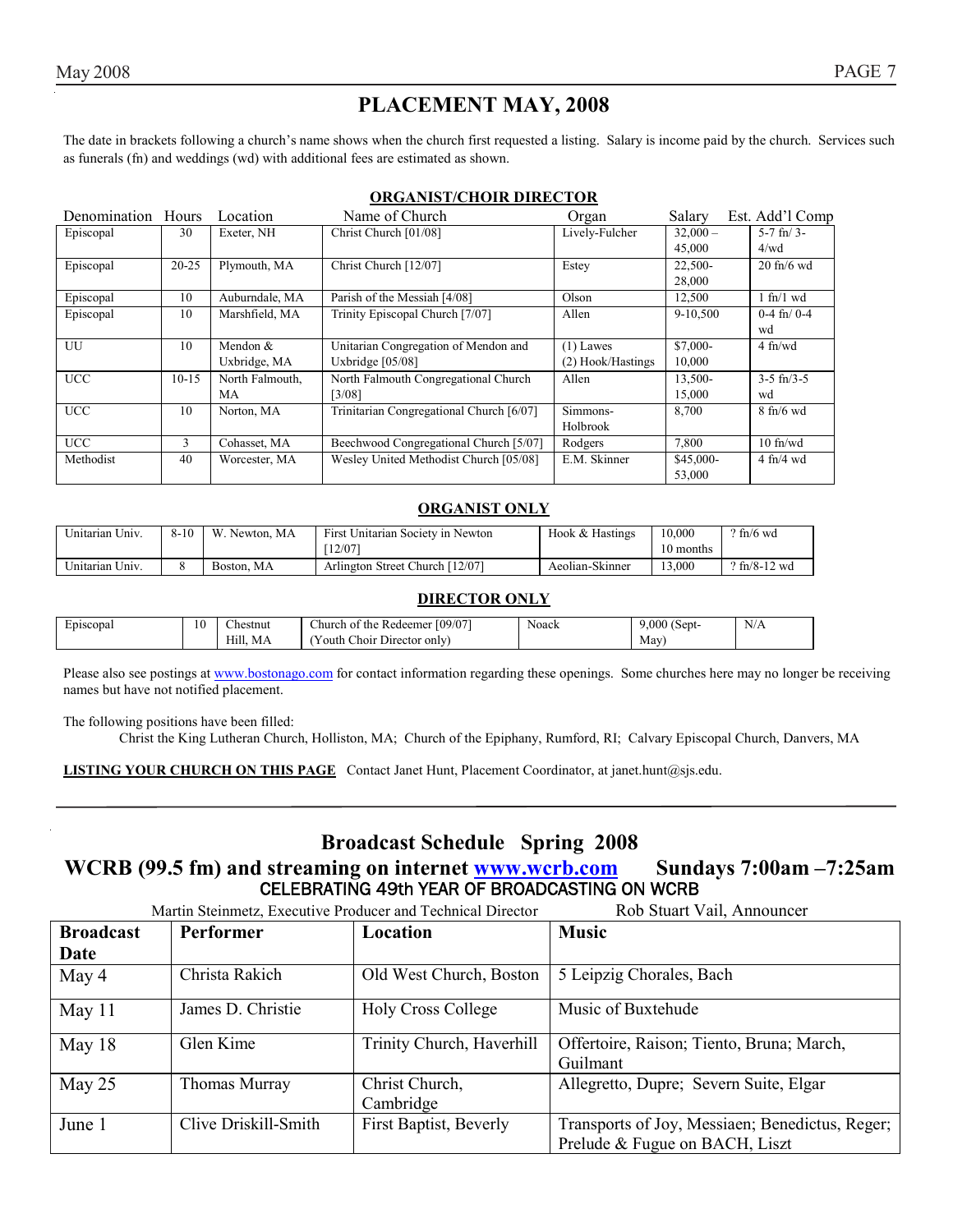# PLACEMENT MAY, 2008

The date in brackets following a church's name shows when the church first requested a listing. Salary is income paid by the church. Services such as funerals (fn) and weddings (wd) with additional fees are estimated as shown.

## ORGANIST/CHOIR DIRECTOR

| Denomination | Hours | Location | Name of Church | Organ | Salary | Est. Add'l Comp |
|---|---|---|---|---|---|---|
| Episcopal | 30 | Exeter, NH | Christ Church [01/08] | Lively-Fulcher | 32,000 – 45,000 | 5-7 fn/ 3-4/wd |
| Episcopal | 20-25 | Plymouth, MA | Christ Church [12/07] | Estey | 22,500-28,000 | 20 fn/6 wd |
| Episcopal | 10 | Auburndale, MA | Parish of the Messiah [4/08] | Olson | 12,500 | 1 fn/1 wd |
| Episcopal | 10 | Marshfield, MA | Trinity Episcopal Church [7/07] | Allen | 9-10,500 | 0-4 fn/ 0-4 wd |
| UU | 10 | Mendon & Uxbridge, MA | Unitarian Congregation of Mendon and Uxbridge [05/08] | (1) Lawes (2) Hook/Hastings | $7,000-10,000 | 4 fn/wd |
| UCC | 10-15 | North Falmouth, MA | North Falmouth Congregational Church [3/08] | Allen | 13,500-15,000 | 3-5 fn/3-5 wd |
| UCC | 10 | Norton, MA | Trinitarian Congregational Church [6/07] | Simmons-Holbrook | 8,700 | 8 fn/6 wd |
| UCC | 3 | Cohasset, MA | Beechwood Congregational Church [5/07] | Rodgers | 7,800 | 10 fn/wd |
| Methodist | 40 | Worcester, MA | Wesley United Methodist Church [05/08] | E.M. Skinner | $45,000-53,000 | 4 fn/4 wd |

## ORGANIST ONLY

| Denomination | Hours | Location | Name of Church | Organ | Salary | Est. Add'l Comp |
|---|---|---|---|---|---|---|
| Unitarian Univ. | 8-10 | W. Newton, MA | First Unitarian Society in Newton [12/07] | Hook & Hastings | 10,000 10 months | ? fn/6 wd |
| Unitarian Univ. | 8 | Boston, MA | Arlington Street Church [12/07] | Aeolian-Skinner | 13,000 | ? fn/8-12 wd |

## DIRECTOR ONLY

| Denomination | Hours | Location | Name of Church | Organ | Salary | Est. Add'l Comp |
|---|---|---|---|---|---|---|
| Episcopal | 10 | Chestnut Hill, MA | Church of the Redeemer [09/07] (Youth Choir Director only) | Noack | 9,000 (Sept-May) | N/A |

Please also see postings at www.bostonago.com for contact information regarding these openings. Some churches here may no longer be receiving names but have not notified placement.

The following positions have been filled:

Christ the King Lutheran Church, Holliston, MA; Church of the Epiphany, Rumford, RI; Calvary Episcopal Church, Danvers, MA

**LISTING YOUR CHURCH ON THIS PAGE** Contact Janet Hunt, Placement Coordinator, at janet.hunt@sjs.edu.

---

# Broadcast Schedule Spring 2008

## WCRB (99.5 fm) and streaming on internet www.wcrb.com Sundays 7:00am –7:25am

### CELEBRATING 49th YEAR OF BROADCASTING ON WCRB

Martin Steinmetz, Executive Producer and Technical Director — Rob Stuart Vail, Announcer

| Broadcast Date | Performer | Location | Music |
|---|---|---|---|
| May 4 | Christa Rakich | Old West Church, Boston | 5 Leipzig Chorales, Bach |
| May 11 | James D. Christie | Holy Cross College | Music of Buxtehude |
| May 18 | Glen Kime | Trinity Church, Haverhill | Offertoire, Raison; Tiento, Bruna; March, Guilmant |
| May 25 | Thomas Murray | Christ Church, Cambridge | Allegretto, Dupre; Severn Suite, Elgar |
| June 1 | Clive Driskill-Smith | First Baptist, Beverly | Transports of Joy, Messiaen; Benedictus, Reger; Prelude & Fugue on BACH, Liszt |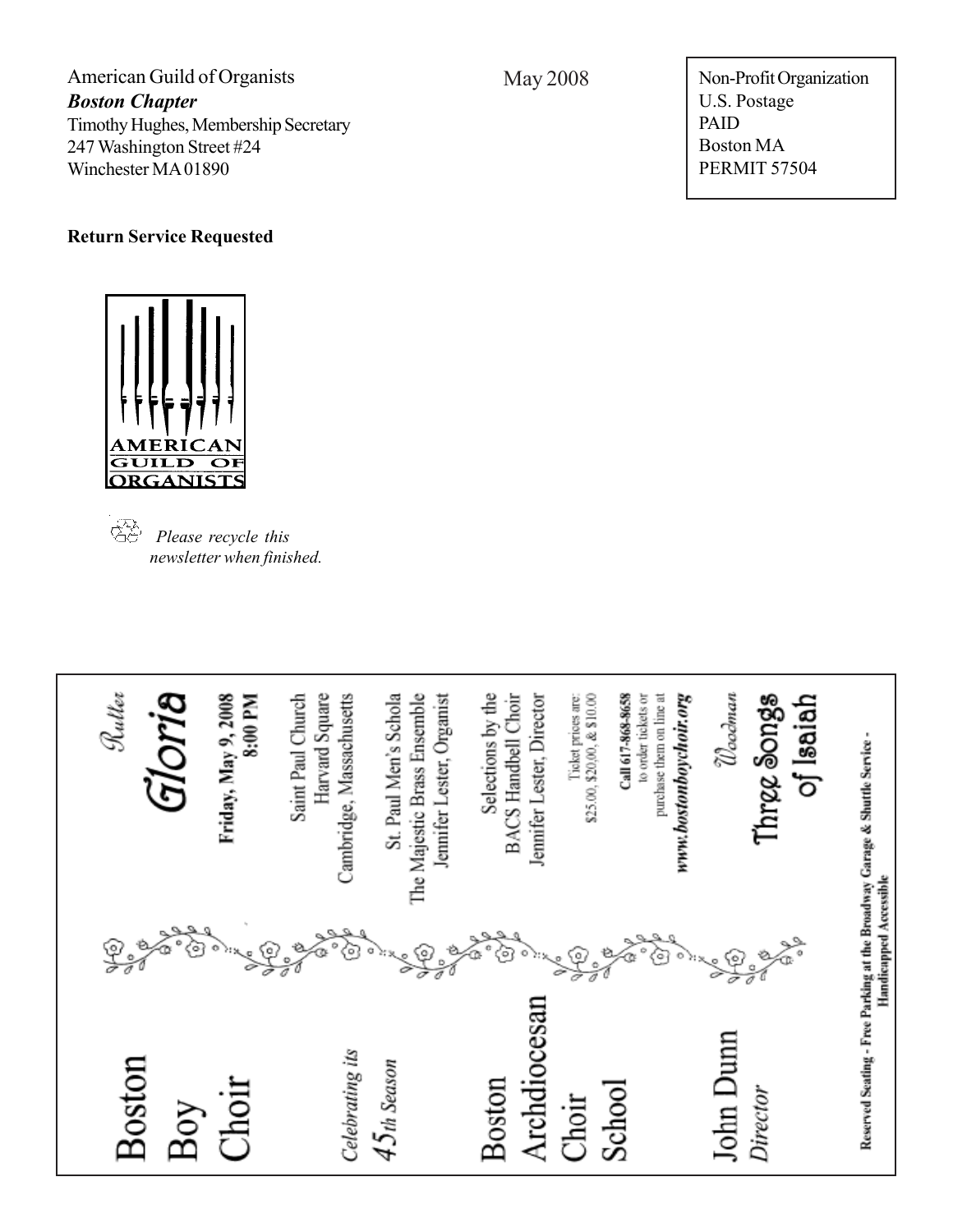American Guild of Organists
***Boston Chapter***
Timothy Hughes, Membership Secretary
247 Washington Street #24
Winchester MA 01890

May 2008

Non-Profit Organization
U.S. Postage
PAID
Boston MA
PERMIT 57504

**Return Service Requested**

AMERICAN GUILD OF ORGANISTS

*Please recycle this newsletter when finished.*

Boston Boy Choir

*Celebrating its 45th Season*

Boston Archdiocesan Choir School

John Dunn
*Director*

*Rutter*
**Gloria**

**Friday, May 9, 2008**
**8:00 PM**

Saint Paul Church
Harvard Square
Cambridge, Massachusetts

St. Paul Men's Schola
The Majestic Brass Ensemble
Jennifer Lester, Organist

Selections by the
BACS Handbell Choir
Jennifer Lester, Director

Ticket prices are:
$25.00, $20.00, & $10.00

**Call 617-868-8658**
to order tickets or
purchase them on line at
***www.bostonboychoir.org***

*Woodman*
**Three Songs of Isaiah**

**Reserved Seating - Free Parking at the Broadway Garage & Shuttle Service - Handicapped Accessible**